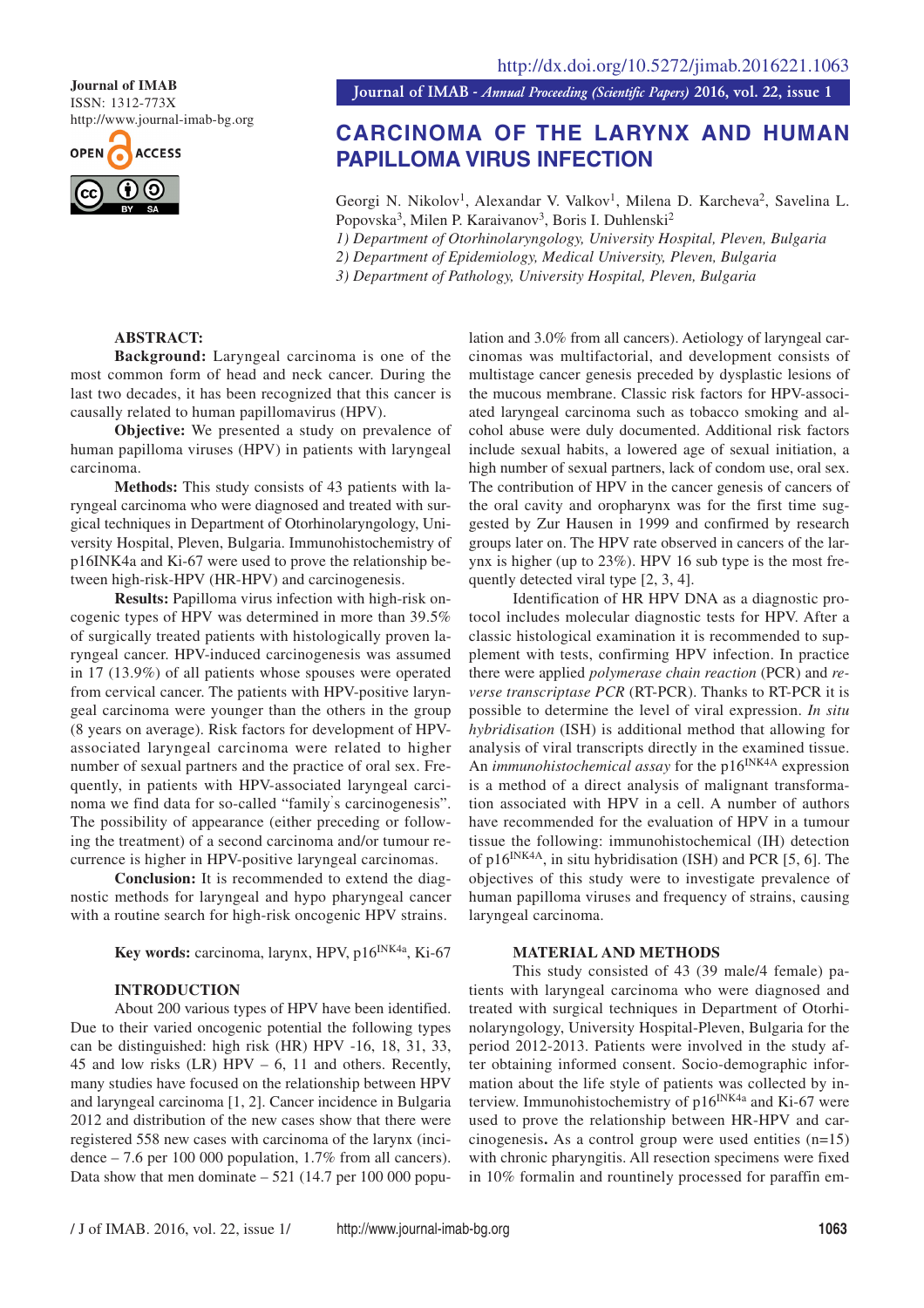Journal of IMAB
ISSN: 1312-773X
http://www.journal-imab-bg.org

http://dx.doi.org/10.5272/jimab.2016221.1063

# CARCINOMA OF THE LARYNX AND HUMAN PAPILLOMA VIRUS INFECTION

Georgi N. Nikolov[1], Alexandar V. Valkov[1], Milena D. Karcheva[2], Savelina L. Popovska[3], Milen P. Karaivanov[3], Boris I. Duhlenski[2]

*1) Department of Otorhinolaryngology, University Hospital, Pleven, Bulgaria*
*2) Department of Epidemiology, Medical University, Pleven, Bulgaria*
*3) Department of Pathology, University Hospital, Pleven, Bulgaria*

## ABSTRACT:

**Background:** Laryngeal carcinoma is one of the most common form of head and neck cancer. During the last two decades, it has been recognized that this cancer is causally related to human papillomavirus (HPV).

**Objective:** We presented a study on prevalence of human papilloma viruses (HPV) in patients with laryngeal carcinoma.

**Methods:** This study consists of 43 patients with laryngeal carcinoma who were diagnosed and treated with surgical techniques in Department of Otorhinolaryngology, University Hospital, Pleven, Bulgaria. Immunohistochemistry of p16INK4a and Ki-67 were used to prove the relationship between high-risk-HPV (HR-HPV) and carcinogenesis.

**Results:** Papilloma virus infection with high-risk oncogenic types of HPV was determined in more than 39.5% of surgically treated patients with histologically proven laryngeal cancer. HPV-induced carcinogenesis was assumed in 17 (13.9%) of all patients whose spouses were operated from cervical cancer. The patients with HPV-positive laryngeal carcinoma were younger than the others in the group (8 years on average). Risk factors for development of HPV-associated laryngeal carcinoma were related to higher number of sexual partners and the practice of oral sex. Frequently, in patients with HPV-associated laryngeal carcinoma we find data for so-called "family`s carcinogenesis". The possibility of appearance (either preceding or following the treatment) of a second carcinoma and/or tumour recurrence is higher in HPV-positive laryngeal carcinomas.

**Conclusion:** It is recommended to extend the diagnostic methods for laryngeal and hypo pharyngeal cancer with a routine search for high-risk oncogenic HPV strains.

**Key words:** carcinoma, larynx, HPV, p16$^{INK4a}$, Ki-67

## INTRODUCTION

About 200 various types of HPV have been identified. Due to their varied oncogenic potential the following types can be distinguished: high risk (HR) HPV -16, 18, 31, 33, 45 and low risks (LR) HPV – 6, 11 and others. Recently, many studies have focused on the relationship between HPV and laryngeal carcinoma [1, 2]. Cancer incidence in Bulgaria 2012 and distribution of the new cases show that there were registered 558 new cases with carcinoma of the larynx (incidence – 7.6 per 100 000 population, 1.7% from all cancers). Data show that men dominate – 521 (14.7 per 100 000 population and 3.0% from all cancers). Aetiology of laryngeal carcinomas was multifactorial, and development consists of multistage cancer genesis preceded by dysplastic lesions of the mucous membrane. Classic risk factors for HPV-associated laryngeal carcinoma such as tobacco smoking and alcohol abuse were duly documented. Additional risk factors include sexual habits, a lowered age of sexual initiation, a high number of sexual partners, lack of condom use, oral sex. The contribution of HPV in the cancer genesis of cancers of the oral cavity and oropharynx was for the first time suggested by Zur Hausen in 1999 and confirmed by research groups later on. The HPV rate observed in cancers of the larynx is higher (up to 23%). HPV 16 sub type is the most frequently detected viral type [2, 3, 4].

Identification of HR HPV DNA as a diagnostic protocol includes molecular diagnostic tests for HPV. After a classic histological examination it is recommended to supplement with tests, confirming HPV infection. In practice there were applied *polymerase chain reaction* (PCR) and *reverse transcriptase PCR* (RT-PCR). Thanks to RT-PCR it is possible to determine the level of viral expression. *In situ hybridisation* (ISH) is additional method that allowing for analysis of viral transcripts directly in the examined tissue. An *immunohistochemical assay* for the p16$^{INK4A}$ expression is a method of a direct analysis of malignant transformation associated with HPV in a cell. A number of authors have recommended for the evaluation of HPV in a tumour tissue the following: immunohistochemical (IH) detection of p16$^{INK4A}$, in situ hybridisation (ISH) and PCR [5, 6]. The objectives of this study were to investigate prevalence of human papilloma viruses and frequency of strains, causing laryngeal carcinoma.

## MATERIAL AND METHODS

This study consisted of 43 (39 male/4 female) patients with laryngeal carcinoma who were diagnosed and treated with surgical techniques in Department of Otorhinolaryngology, University Hospital-Pleven, Bulgaria for the period 2012-2013. Patients were involved in the study after obtaining informed consent. Socio-demographic information about the life style of patients was collected by interview. Immunohistochemistry of p16$^{INK4a}$ and Ki-67 were used to prove the relationship between HR-HPV and carcinogenesis**.** As a control group were used entities (n=15) with chronic pharyngitis. All resection specimens were fixed in 10% formalin and rountinely processed for paraffin em-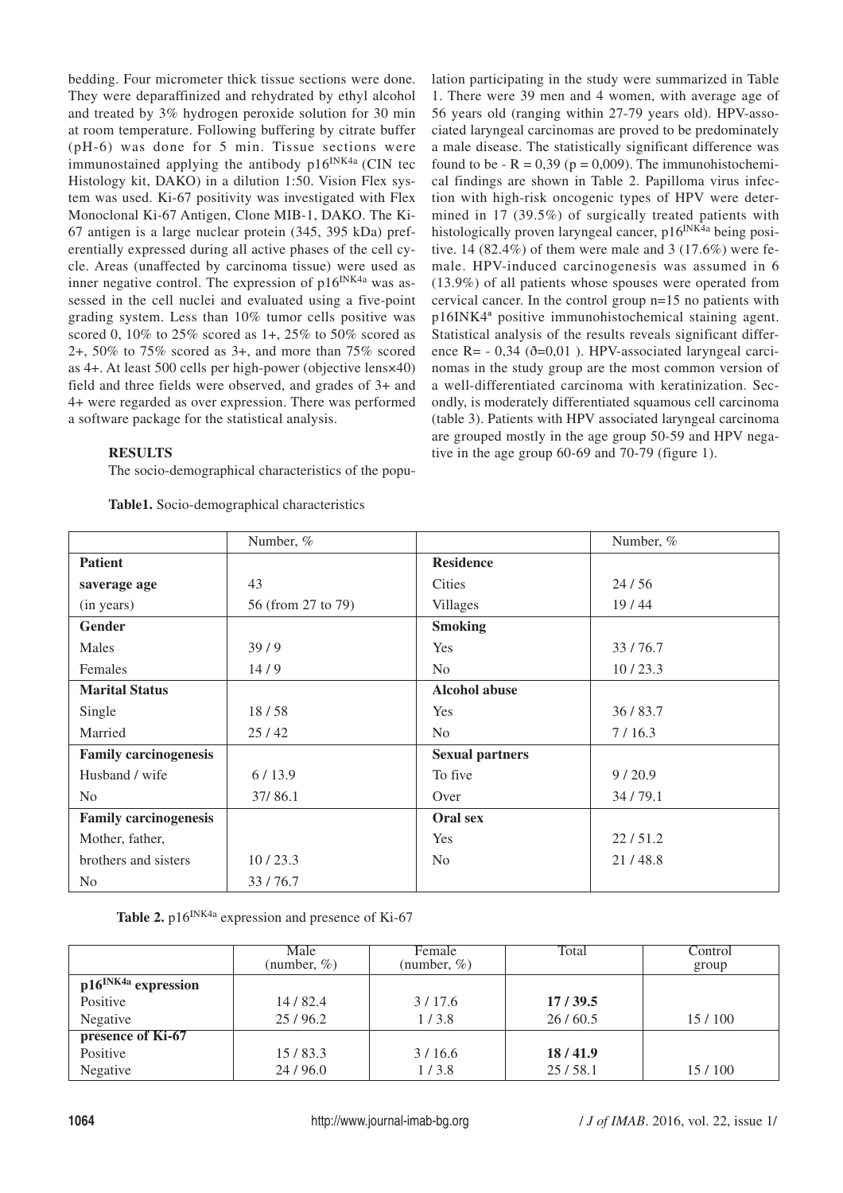bedding. Four micrometer thick tissue sections were done. They were deparaffinized and rehydrated by ethyl alcohol and treated by 3% hydrogen peroxide solution for 30 min at room temperature. Following buffering by citrate buffer (pH-6) was done for 5 min. Tissue sections were immunostained applying the antibody $p16^{INK4a}$ (CIN tec Histology kit, DAKO) in a dilution 1:50. Vision Flex system was used. Ki-67 positivity was investigated with Flex Monoclonal Ki-67 Antigen, Clone MIB-1, DAKO. The Ki-67 antigen is a large nuclear protein (345, 395 kDa) preferentially expressed during all active phases of the cell cycle. Areas (unaffected by carcinoma tissue) were used as inner negative control. The expression of $p16^{INK4a}$ was assessed in the cell nuclei and evaluated using a five-point grading system. Less than 10% tumor cells positive was scored 0, 10% to 25% scored as 1+, 25% to 50% scored as 2+, 50% to 75% scored as 3+, and more than 75% scored as 4+. At least 500 cells per high-power (objective lens×40) field and three fields were observed, and grades of 3+ and 4+ were regarded as over expression. There was performed a software package for the statistical analysis.

## RESULTS

The socio-demographical characteristics of the population participating in the study were summarized in Table 1. There were 39 men and 4 women, with average age of 56 years old (ranging within 27-79 years old). HPV-associated laryngeal carcinomas are proved to be predominately a male disease. The statistically significant difference was found to be - R = 0,39 (p = 0,009). The immunohistochemical findings are shown in Table 2. Papilloma virus infection with high-risk oncogenic types of HPV were determined in 17 (39.5%) of surgically treated patients with histologically proven laryngeal cancer, $p16^{INK4a}$ being positive. 14 (82.4%) of them were male and 3 (17.6%) were female. HPV-induced carcinogenesis was assumed in 6 (13.9%) of all patients whose spouses were operated from cervical cancer. In the control group n=15 no patients with $p16INK4^{a}$ positive immunohistochemical staining agent. Statistical analysis of the results reveals significant difference R= - 0,34 (ð=0,01 ). HPV-associated laryngeal carcinomas in the study group are the most common version of a well-differentiated carcinoma with keratinization. Secondly, is moderately differentiated squamous cell carcinoma (table 3). Patients with HPV associated laryngeal carcinoma are grouped mostly in the age group 50-59 and HPV negative in the age group 60-69 and 70-79 (figure 1).

**Table1.** Socio-demographical characteristics

| | Number, % | | Number, % |
|---|---|---|---|
| **Patient** | | **Residence** | |
| **saverage age** | 43 | Cities | 24 / 56 |
| (in years) | 56 (from 27 to 79) | Villages | 19 / 44 |
| **Gender** | | **Smoking** | |
| Males | 39 / 9 | Yes | 33 / 76.7 |
| Females | 14 / 9 | No | 10 / 23.3 |
| **Marital Status** | | **Alcohol abuse** | |
| Single | 18 / 58 | Yes | 36 / 83.7 |
| Married | 25 / 42 | No | 7 / 16.3 |
| **Family carcinogenesis** | | **Sexual partners** | |
| Husband / wife | 6 / 13.9 | To five | 9 / 20.9 |
| No | 37/ 86.1 | Over | 34 / 79.1 |
| **Family carcinogenesis** | | **Oral sex** | |
| Mother, father, | | Yes | 22 / 51.2 |
| brothers and sisters | 10 / 23.3 | No | 21 / 48.8 |
| No | 33 / 76.7 | | |

**Table 2.** $p16^{INK4a}$ expression and presence of Ki-67

| | Male (number, %) | Female (number, %) | Total | Control group |
|---|---|---|---|---|
| **$p16^{INK4a}$ expression** | | | | |
| Positive | 14 / 82.4 | 3 / 17.6 | **17 / 39.5** | |
| Negative | 25 / 96.2 | 1 / 3.8 | 26 / 60.5 | 15 / 100 |
| **presence of Ki-67** | | | | |
| Positive | 15 / 83.3 | 3 / 16.6 | **18 / 41.9** | |
| Negative | 24 / 96.0 | 1 / 3.8 | 25 / 58.1 | 15 / 100 |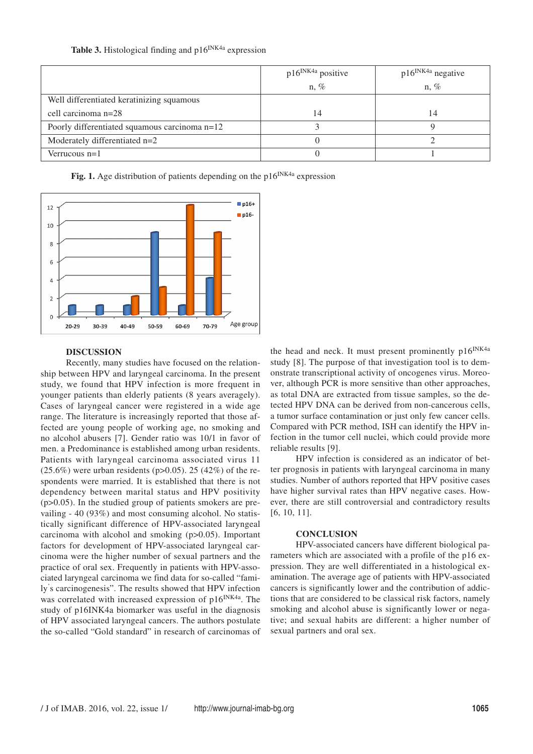**Table 3.** Histological finding and p16$^{INK4a}$ expression

| | p16$^{INK4a}$ positive n, % | p16$^{INK4a}$ negative n, % |
|---|---|---|
| Well differentiated keratinizing squamous cell carcinoma n=28 | 14 | 14 |
| Poorly differentiated squamous carcinoma n=12 | 3 | 9 |
| Moderately differentiated n=2 | 0 | 2 |
| Verrucous n=1 | 0 | 1 |

**Fig. 1.** Age distribution of patients depending on the p16$^{INK4a}$ expression

## DISCUSSION

Recently, many studies have focused on the relationship between HPV and laryngeal carcinoma. In the present study, we found that HPV infection is more frequent in younger patients than elderly patients (8 years averagely). Cases of laryngeal cancer were registered in a wide age range. The literature is increasingly reported that those affected are young people of working age, no smoking and no alcohol abusers [7]. Gender ratio was 10/1 in favor of men. a Predominance is established among urban residents. Patients with laryngeal carcinoma associated virus 11 (25.6%) were urban residents ($p>0.05$). 25 (42%) of the respondents were married. It is established that there is not dependency between marital status and HPV positivity ($p>0.05$). In the studied group of patients smokers are prevailing - 40 (93%) and most consuming alcohol. No statistically significant difference of HPV-associated laryngeal carcinoma with alcohol and smoking ($p>0.05$). Important factors for development of HPV-associated laryngeal carcinoma were the higher number of sexual partners and the practice of oral sex. Frequently in patients with HPV-associated laryngeal carcinoma we find data for so-called "family`s carcinogenesis". The results showed that HPV infection was correlated with increased expression of p16$^{INK4a}$. The study of p16INK4a biomarker was useful in the diagnosis of HPV associated laryngeal cancers. The authors postulate the so-called "Gold standard" in research of carcinomas of the head and neck. It must present prominently p16$^{INK4a}$ study [8]. The purpose of that investigation tool is to demonstrate transcriptional activity of oncogenes virus. Moreover, although PCR is more sensitive than other approaches, as total DNA are extracted from tissue samples, so the detected HPV DNA can be derived from non-cancerous cells, a tumor surface contamination or just only few cancer cells. Compared with PCR method, ISH can identify the HPV infection in the tumor cell nuclei, which could provide more reliable results [9].

HPV infection is considered as an indicator of better prognosis in patients with laryngeal carcinoma in many studies. Number of authors reported that HPV positive cases have higher survival rates than HPV negative cases. However, there are still controversial and contradictory results [6, 10, 11].

## CONCLUSION

HPV-associated cancers have different biological parameters which are associated with a profile of the p16 expression. They are well differentiated in a histological examination. The average age of patients with HPV-associated cancers is significantly lower and the contribution of addictions that are considered to be classical risk factors, namely smoking and alcohol abuse is significantly lower or negative; and sexual habits are different: a higher number of sexual partners and oral sex.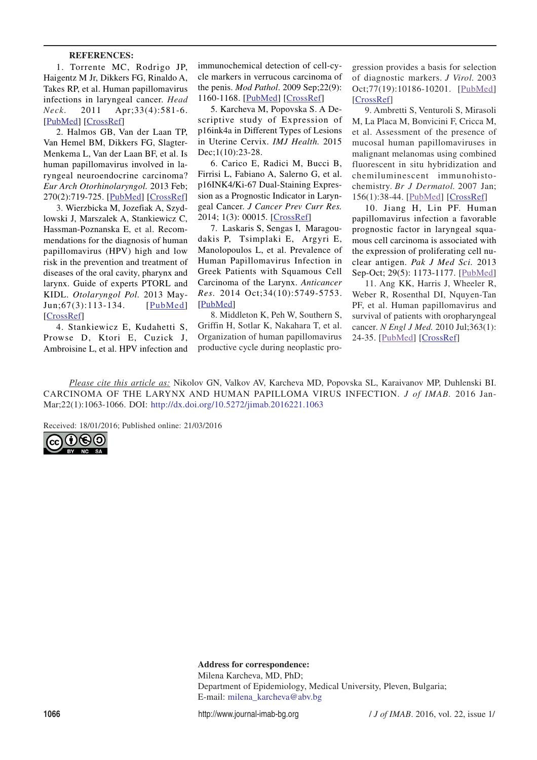**REFERENCES:**

1. Torrente MC, Rodrigo JP, Haigentz M Jr, Dikkers FG, Rinaldo A, Takes RP, et al. Human papillomavirus infections in laryngeal cancer. *Head Neck.* 2011 Apr;33(4):581-6. [PubMed] [CrossRef]

2. Halmos GB, Van der Laan TP, Van Hemel BM, Dikkers FG, Slagter-Menkema L, Van der Laan BF, et al. Is human papillomavirus involved in laryngeal neuroendocrine carcinoma? *Eur Arch Otorhinolaryngol.* 2013 Feb; 270(2):719-725. [PubMed] [CrossRef]

3. Wierzbicka M, Jozefiak A, Szydlowski J, Marszalek A, Stankiewicz C, Hassman-Poznanska E, et al. Recommendations for the diagnosis of human papillomavirus (HPV) high and low risk in the prevention and treatment of diseases of the oral cavity, pharynx and larynx. Guide of experts PTORL and KIDL. *Otolaryngol Pol.* 2013 May-Jun;67(3):113-134. [PubMed] [CrossRef]

4. Stankiewicz E, Kudahetti S, Prowse D, Ktori E, Cuzick J, Ambroisine L, et al. HPV infection and immunochemical detection of cell-cycle markers in verrucous carcinoma of the penis. *Mod Pathol.* 2009 Sep;22(9): 1160-1168. [PubMed] [CrossRef]

5. Karcheva M, Popovska S. A Descriptive study of Expression of p16ink4a in Different Types of Lesions in Uterine Cervix. *IMJ Health.* 2015 Dec;1(10):23-28.

6. Carico E, Radici M, Bucci B, Firrisi L, Fabiano A, Salerno G, et al. p16INK4/Ki-67 Dual-Staining Expression as a Prognostic Indicator in Laryngeal Cancer. *J Cancer Prev Curr Res.* 2014; 1(3): 00015. [CrossRef]

7. Laskaris S, Sengas I, Maragoudakis P, Tsimplaki E, Argyri E, Manolopoulos L, et al. Prevalence of Human Papillomavirus Infection in Greek Patients with Squamous Cell Carcinoma of the Larynx. *Anticancer Res.* 2014 Oct;34(10):5749-5753. [PubMed]

8. Middleton K, Peh W, Southern S, Griffin H, Sotlar K, Nakahara T, et al. Organization of human papillomavirus productive cycle during neoplastic progression provides a basis for selection of diagnostic markers. *J Virol.* 2003 Oct;77(19):10186-10201. [PubMed] [CrossRef]

9. Ambretti S, Venturoli S, Mirasoli M, La Placa M, Bonvicini F, Cricca M, et al. Assessment of the presence of mucosal human papillomaviruses in malignant melanomas using combined fluorescent in situ hybridization and chemiluminescent immunohistochemistry. *Br J Dermatol.* 2007 Jan; 156(1):38-44. [PubMed] [CrossRef]

10. Jiang H, Lin PF. Human papillomavirus infection a favorable prognostic factor in laryngeal squamous cell carcinoma is associated with the expression of proliferating cell nuclear antigen. *Pak J Med Sci.* 2013 Sep-Oct; 29(5): 1173-1177. [PubMed]

11. Ang KK, Harris J, Wheeler R, Weber R, Rosenthal DI, Nquyen-Tan PF, et al. Human papillomavirus and survival of patients with oropharyngeal cancer. *N Engl J Med.* 2010 Jul;363(1): 24-35. [PubMed] [CrossRef]

*Please cite this article as:* Nikolov GN, Valkov AV, Karcheva MD, Popovska SL, Karaivanov MP, Duhlenski BI. CARCINOMA OF THE LARYNX AND HUMAN PAPILLOMA VIRUS INFECTION. *J of IMAB.* 2016 Jan-Mar;22(1):1063-1066. DOI: http://dx.doi.org/10.5272/jimab.2016221.1063

Received: 18/01/2016; Published online: 21/03/2016

**Address for correspondence:**
Milena Karcheva, MD, PhD;
Department of Epidemiology, Medical University, Pleven, Bulgaria;
E-mail: milena_karcheva@abv.bg